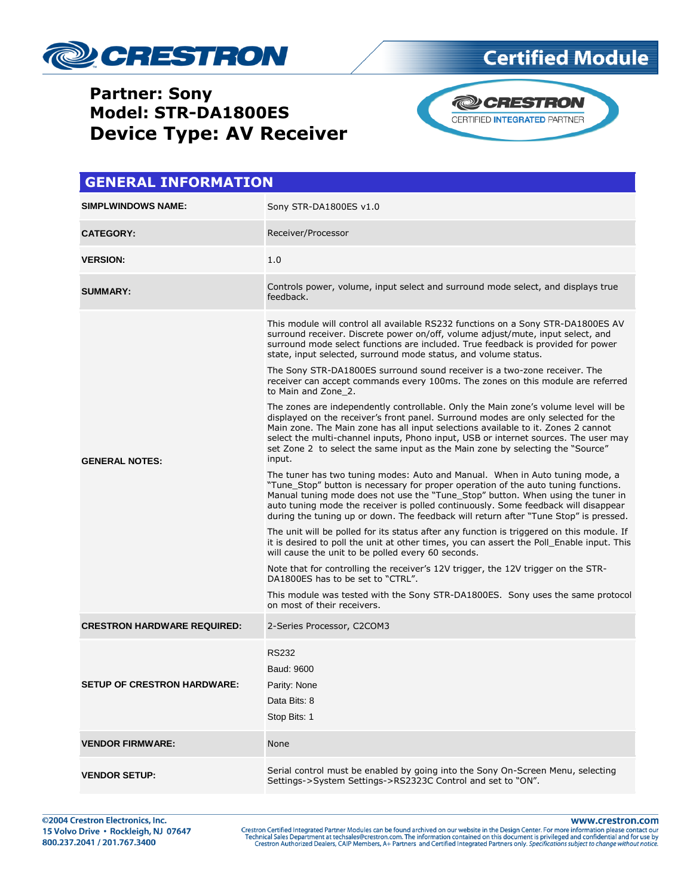# Certified Module

## Partner: Sony
## Model: STR-DA1800ES
## Device Type: AV Receiver

CRESTRON CERTIFIED INTEGRATED PARTNER

## GENERAL INFORMATION

| | |
|---|---|
| **SIMPLWINDOWS NAME:** | Sony STR-DA1800ES v1.0 |
| **CATEGORY:** | Receiver/Processor |
| **VERSION:** | 1.0 |
| **SUMMARY:** | Controls power, volume, input select and surround mode select, and displays true feedback. |
| **GENERAL NOTES:** | This module will control all available RS232 functions on a Sony STR-DA1800ES AV surround receiver. Discrete power on/off, volume adjust/mute, input select, and surround mode select functions are included. True feedback is provided for power state, input selected, surround mode status, and volume status.<br><br>The Sony STR-DA1800ES surround sound receiver is a two-zone receiver. The receiver can accept commands every 100ms. The zones on this module are referred to Main and Zone_2.<br><br>The zones are independently controllable. Only the Main zone's volume level will be displayed on the receiver's front panel. Surround modes are only selected for the Main zone. The Main zone has all input selections available to it. Zones 2 cannot select the multi-channel inputs, Phono input, USB or internet sources. The user may set Zone 2 to select the same input as the Main zone by selecting the "Source" input.<br><br>The tuner has two tuning modes: Auto and Manual. When in Auto tuning mode, a "Tune_Stop" button is necessary for proper operation of the auto tuning functions. Manual tuning mode does not use the "Tune_Stop" button. When using the tuner in auto tuning mode the receiver is polled continuously. Some feedback will disappear during the tuning up or down. The feedback will return after "Tune Stop" is pressed.<br><br>The unit will be polled for its status after any function is triggered on this module. If it is desired to poll the unit at other times, you can assert the Poll_Enable input. This will cause the unit to be polled every 60 seconds.<br><br>Note that for controlling the receiver's 12V trigger, the 12V trigger on the STR-DA1800ES has to be set to "CTRL".<br><br>This module was tested with the Sony STR-DA1800ES. Sony uses the same protocol on most of their receivers. |
| **CRESTRON HARDWARE REQUIRED:** | 2-Series Processor, C2COM3 |
| **SETUP OF CRESTRON HARDWARE:** | RS232<br>Baud: 9600<br>Parity: None<br>Data Bits: 8<br>Stop Bits: 1 |
| **VENDOR FIRMWARE:** | None |
| **VENDOR SETUP:** | Serial control must be enabled by going into the Sony On-Screen Menu, selecting Settings->System Settings->RS2323C Control and set to "ON". |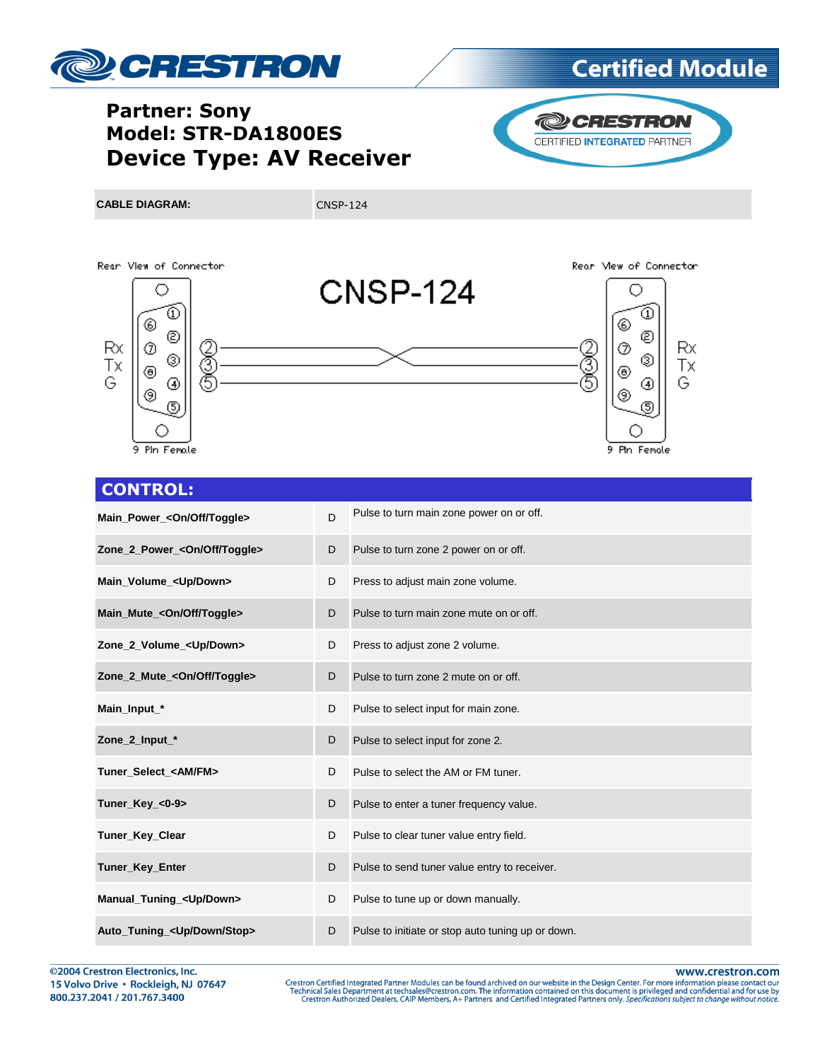# Partner: Sony
# Model: STR-DA1800ES
# Device Type: AV Receiver

| CABLE DIAGRAM: | CNSP-124 |
| --- | --- |

Rear View of Connector

CNSP-124

Rear View of Connector

Rx Tx G — 2 3 5 — 2 3 5 — Rx Tx G

9 Pin Female

9 Pin Female

## CONTROL:

| | | |
| --- | --- | --- |
| **Main_Power_<On/Off/Toggle>** | D | Pulse to turn main zone power on or off. |
| **Zone_2_Power_<On/Off/Toggle>** | D | Pulse to turn zone 2 power on or off. |
| **Main_Volume_<Up/Down>** | D | Press to adjust main zone volume. |
| **Main_Mute_<On/Off/Toggle>** | D | Pulse to turn main zone mute on or off. |
| **Zone_2_Volume_<Up/Down>** | D | Press to adjust zone 2 volume. |
| **Zone_2_Mute_<On/Off/Toggle>** | D | Pulse to turn zone 2 mute on or off. |
| **Main_Input_*** | D | Pulse to select input for main zone. |
| **Zone_2_Input_*** | D | Pulse to select input for zone 2. |
| **Tuner_Select_<AM/FM>** | D | Pulse to select the AM or FM tuner. |
| **Tuner_Key_<0-9>** | D | Pulse to enter a tuner frequency value. |
| **Tuner_Key_Clear** | D | Pulse to clear tuner value entry field. |
| **Tuner_Key_Enter** | D | Pulse to send tuner value entry to receiver. |
| **Manual_Tuning_<Up/Down>** | D | Pulse to tune up or down manually. |
| **Auto_Tuning_<Up/Down/Stop>** | D | Pulse to initiate or stop auto tuning up or down. |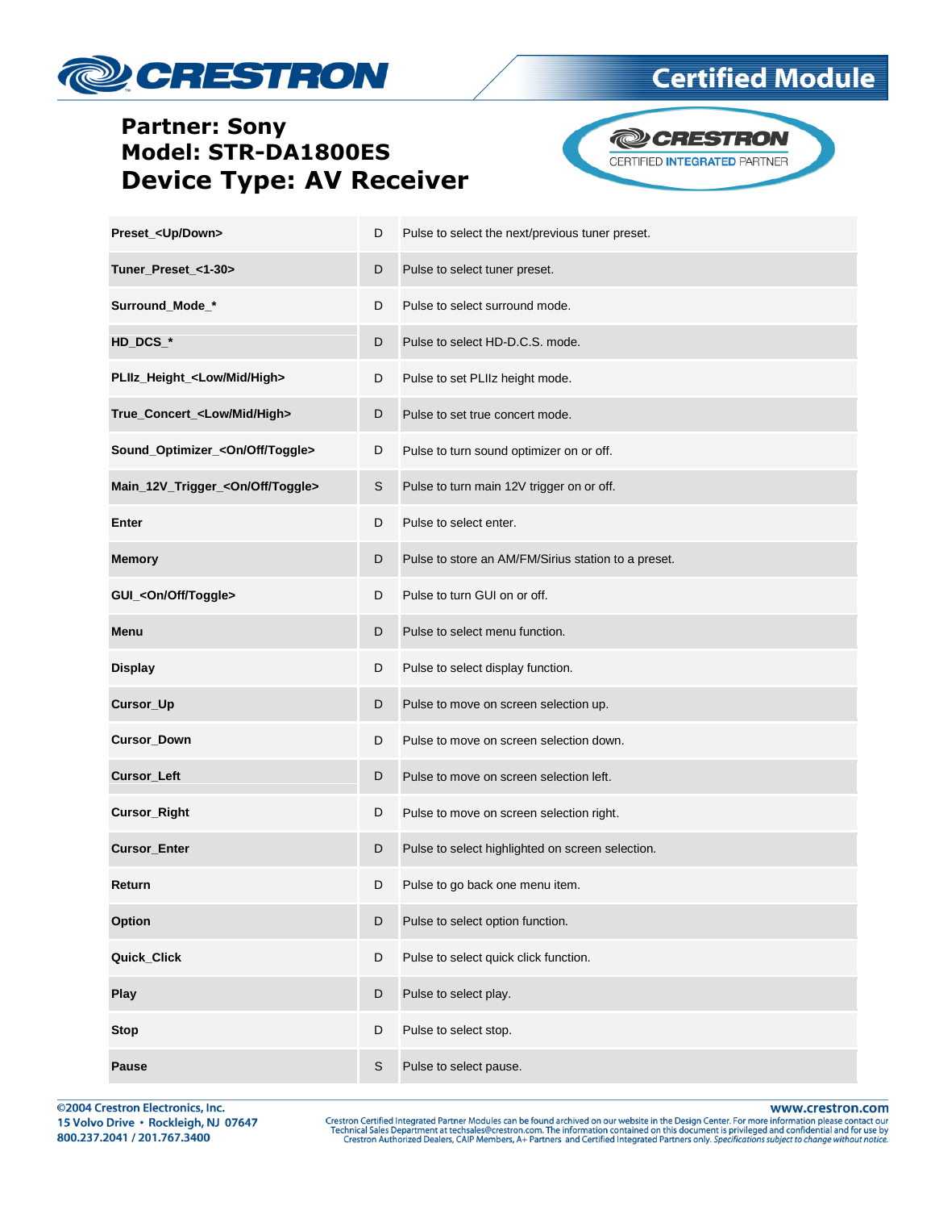**Partner: Sony**
**Model: STR-DA1800ES**
**Device Type: AV Receiver**

| | | |
|---|---|---|
| **Preset_<Up/Down>** | D | Pulse to select the next/previous tuner preset. |
| **Tuner_Preset_<1-30>** | D | Pulse to select tuner preset. |
| **Surround_Mode_*** | D | Pulse to select surround mode. |
| **HD_DCS_*** | D | Pulse to select HD-D.C.S. mode. |
| **PLIIz_Height_<Low/Mid/High>** | D | Pulse to set PLIIz height mode. |
| **True_Concert_<Low/Mid/High>** | D | Pulse to set true concert mode. |
| **Sound_Optimizer_<On/Off/Toggle>** | D | Pulse to turn sound optimizer on or off. |
| **Main_12V_Trigger_<On/Off/Toggle>** | S | Pulse to turn main 12V trigger on or off. |
| **Enter** | D | Pulse to select enter. |
| **Memory** | D | Pulse to store an AM/FM/Sirius station to a preset. |
| **GUI_<On/Off/Toggle>** | D | Pulse to turn GUI on or off. |
| **Menu** | D | Pulse to select menu function. |
| **Display** | D | Pulse to select display function. |
| **Cursor_Up** | D | Pulse to move on screen selection up. |
| **Cursor_Down** | D | Pulse to move on screen selection down. |
| **Cursor_Left** | D | Pulse to move on screen selection left. |
| **Cursor_Right** | D | Pulse to move on screen selection right. |
| **Cursor_Enter** | D | Pulse to select highlighted on screen selection. |
| **Return** | D | Pulse to go back one menu item. |
| **Option** | D | Pulse to select option function. |
| **Quick_Click** | D | Pulse to select quick click function. |
| **Play** | D | Pulse to select play. |
| **Stop** | D | Pulse to select stop. |
| **Pause** | S | Pulse to select pause. |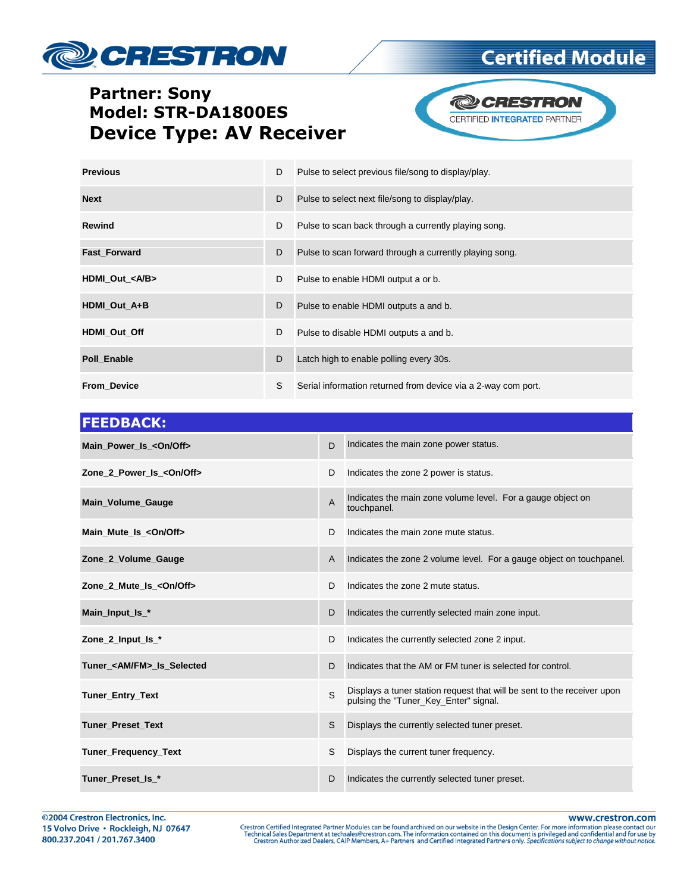**Partner: Sony**
**Model: STR-DA1800ES**
**Device Type: AV Receiver**

| | | |
|---|---|---|
| **Previous** | D | Pulse to select previous file/song to display/play. |
| **Next** | D | Pulse to select next file/song to display/play. |
| **Rewind** | D | Pulse to scan back through a currently playing song. |
| **Fast_Forward** | D | Pulse to scan forward through a currently playing song. |
| **HDMI_Out_<A/B>** | D | Pulse to enable HDMI output a or b. |
| **HDMI_Out_A+B** | D | Pulse to enable HDMI outputs a and b. |
| **HDMI_Out_Off** | D | Pulse to disable HDMI outputs a and b. |
| **Poll_Enable** | D | Latch high to enable polling every 30s. |
| **From_Device** | S | Serial information returned from device via a 2-way com port. |

## FEEDBACK:

| | | |
|---|---|---|
| **Main_Power_Is_<On/Off>** | D | Indicates the main zone power status. |
| **Zone_2_Power_Is_<On/Off>** | D | Indicates the zone 2 power is status. |
| **Main_Volume_Gauge** | A | Indicates the main zone volume level. For a gauge object on touchpanel. |
| **Main_Mute_Is_<On/Off>** | D | Indicates the main zone mute status. |
| **Zone_2_Volume_Gauge** | A | Indicates the zone 2 volume level. For a gauge object on touchpanel. |
| **Zone_2_Mute_Is_<On/Off>** | D | Indicates the zone 2 mute status. |
| **Main_Input_Is_*** | D | Indicates the currently selected main zone input. |
| **Zone_2_Input_Is_*** | D | Indicates the currently selected zone 2 input. |
| **Tuner_<AM/FM>_Is_Selected** | D | Indicates that the AM or FM tuner is selected for control. |
| **Tuner_Entry_Text** | S | Displays a tuner station request that will be sent to the receiver upon pulsing the "Tuner_Key_Enter" signal. |
| **Tuner_Preset_Text** | S | Displays the currently selected tuner preset. |
| **Tuner_Frequency_Text** | S | Displays the current tuner frequency. |
| **Tuner_Preset_Is_*** | D | Indicates the currently selected tuner preset. |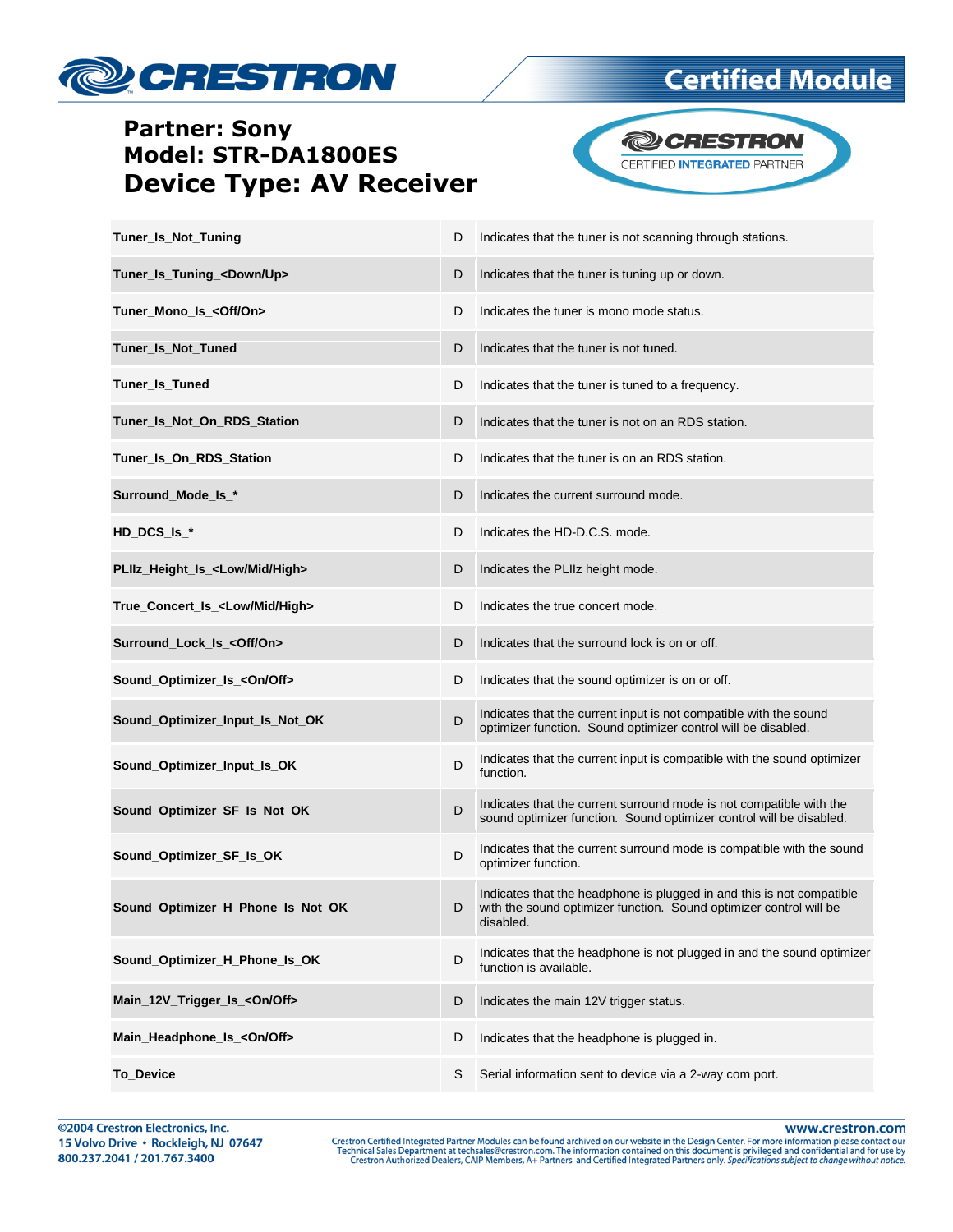**Partner: Sony**
**Model: STR-DA1800ES**
**Device Type: AV Receiver**

| | | |
|---|---|---|
| **Tuner_Is_Not_Tuning** | D | Indicates that the tuner is not scanning through stations. |
| **Tuner_Is_Tuning_<Down/Up>** | D | Indicates that the tuner is tuning up or down. |
| **Tuner_Mono_Is_<Off/On>** | D | Indicates the tuner is mono mode status. |
| **Tuner_Is_Not_Tuned** | D | Indicates that the tuner is not tuned. |
| **Tuner_Is_Tuned** | D | Indicates that the tuner is tuned to a frequency. |
| **Tuner_Is_Not_On_RDS_Station** | D | Indicates that the tuner is not on an RDS station. |
| **Tuner_Is_On_RDS_Station** | D | Indicates that the tuner is on an RDS station. |
| **Surround_Mode_Is_*** | D | Indicates the current surround mode. |
| **HD_DCS_Is_*** | D | Indicates the HD-D.C.S. mode. |
| **PLIIz_Height_Is_<Low/Mid/High>** | D | Indicates the PLIIz height mode. |
| **True_Concert_Is_<Low/Mid/High>** | D | Indicates the true concert mode. |
| **Surround_Lock_Is_<Off/On>** | D | Indicates that the surround lock is on or off. |
| **Sound_Optimizer_Is_<On/Off>** | D | Indicates that the sound optimizer is on or off. |
| **Sound_Optimizer_Input_Is_Not_OK** | D | Indicates that the current input is not compatible with the sound optimizer function. Sound optimizer control will be disabled. |
| **Sound_Optimizer_Input_Is_OK** | D | Indicates that the current input is compatible with the sound optimizer function. |
| **Sound_Optimizer_SF_Is_Not_OK** | D | Indicates that the current surround mode is not compatible with the sound optimizer function. Sound optimizer control will be disabled. |
| **Sound_Optimizer_SF_Is_OK** | D | Indicates that the current surround mode is compatible with the sound optimizer function. |
| **Sound_Optimizer_H_Phone_Is_Not_OK** | D | Indicates that the headphone is plugged in and this is not compatible with the sound optimizer function. Sound optimizer control will be disabled. |
| **Sound_Optimizer_H_Phone_Is_OK** | D | Indicates that the headphone is not plugged in and the sound optimizer function is available. |
| **Main_12V_Trigger_Is_<On/Off>** | D | Indicates the main 12V trigger status. |
| **Main_Headphone_Is_<On/Off>** | D | Indicates that the headphone is plugged in. |
| **To_Device** | S | Serial information sent to device via a 2-way com port. |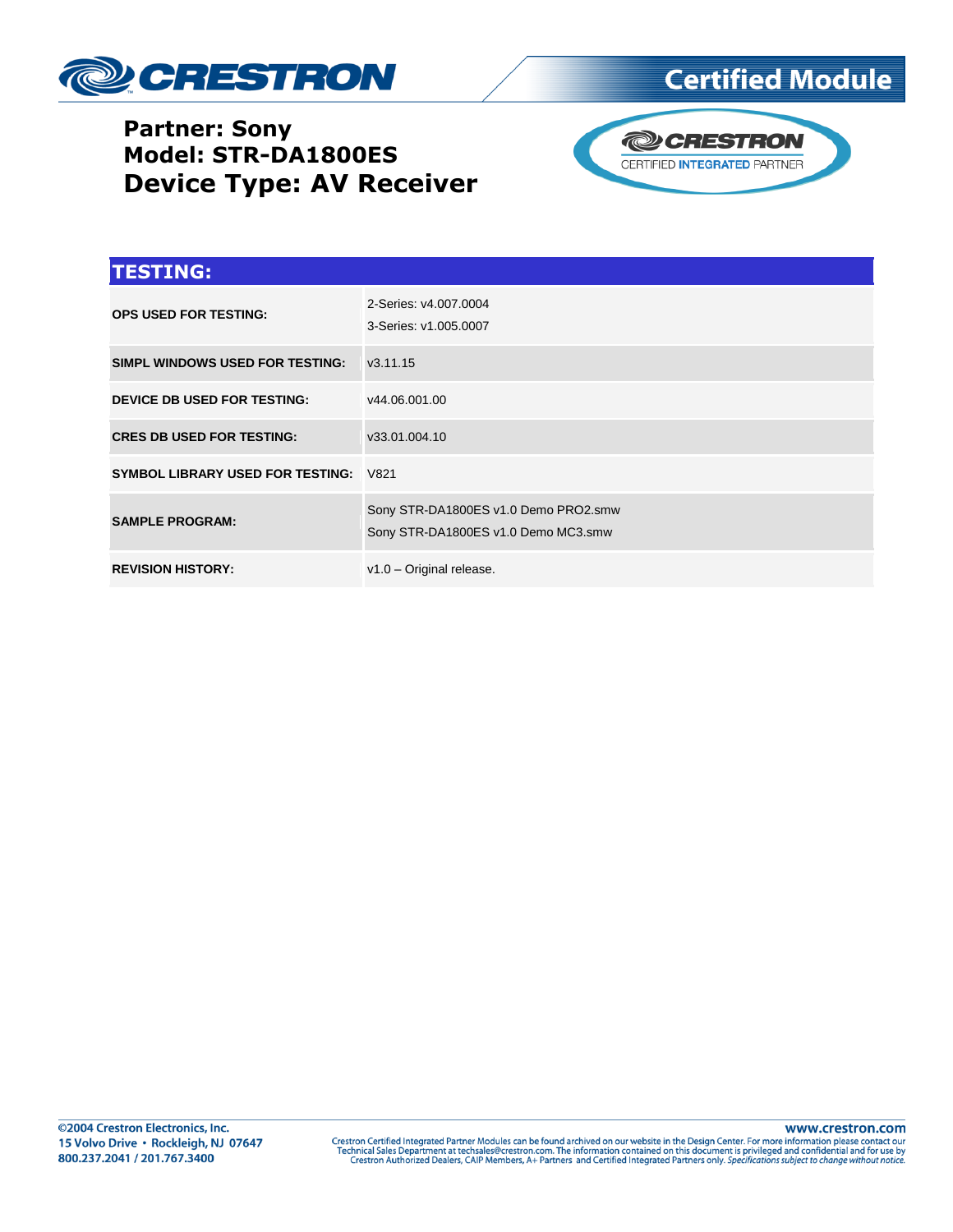**Partner: Sony**
**Model: STR-DA1800ES**
**Device Type: AV Receiver**

## TESTING:

| | |
|---|---|
| **OPS USED FOR TESTING:** | 2-Series: v4.007.0004<br>3-Series: v1.005.0007 |
| **SIMPL WINDOWS USED FOR TESTING:** | v3.11.15 |
| **DEVICE DB USED FOR TESTING:** | v44.06.001.00 |
| **CRES DB USED FOR TESTING:** | v33.01.004.10 |
| **SYMBOL LIBRARY USED FOR TESTING:** | V821 |
| **SAMPLE PROGRAM:** | Sony STR-DA1800ES v1.0 Demo PRO2.smw<br>Sony STR-DA1800ES v1.0 Demo MC3.smw |
| **REVISION HISTORY:** | v1.0 – Original release. |